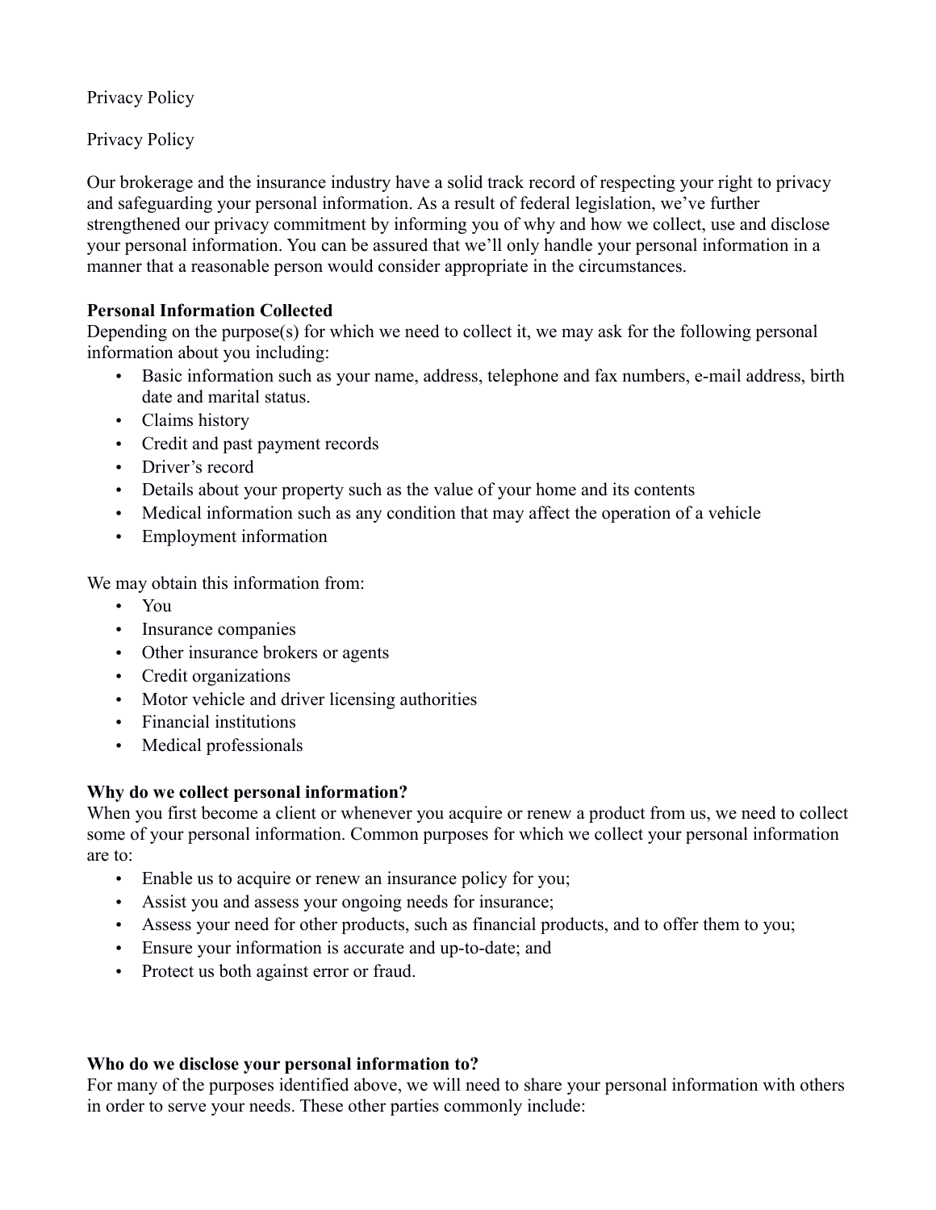Privacy Policy

Privacy Policy

Our brokerage and the insurance industry have a solid track record of respecting your right to privacy and safeguarding your personal information. As a result of federal legislation, we've further strengthened our privacy commitment by informing you of why and how we collect, use and disclose your personal information. You can be assured that we'll only handle your personal information in a manner that a reasonable person would consider appropriate in the circumstances.

**Personal Information Collected**

Depending on the purpose(s) for which we need to collect it, we may ask for the following personal information about you including:

- Basic information such as your name, address, telephone and fax numbers, e-mail address, birth date and marital status.
- Claims history
- Credit and past payment records
- Driver's record
- Details about your property such as the value of your home and its contents
- Medical information such as any condition that may affect the operation of a vehicle
- Employment information

We may obtain this information from:

- You
- Insurance companies
- Other insurance brokers or agents
- Credit organizations
- Motor vehicle and driver licensing authorities
- Financial institutions
- Medical professionals

**Why do we collect personal information?**

When you first become a client or whenever you acquire or renew a product from us, we need to collect some of your personal information. Common purposes for which we collect your personal information are to:

- Enable us to acquire or renew an insurance policy for you;
- Assist you and assess your ongoing needs for insurance;
- Assess your need for other products, such as financial products, and to offer them to you;
- Ensure your information is accurate and up-to-date; and
- Protect us both against error or fraud.

**Who do we disclose your personal information to?**

For many of the purposes identified above, we will need to share your personal information with others in order to serve your needs. These other parties commonly include: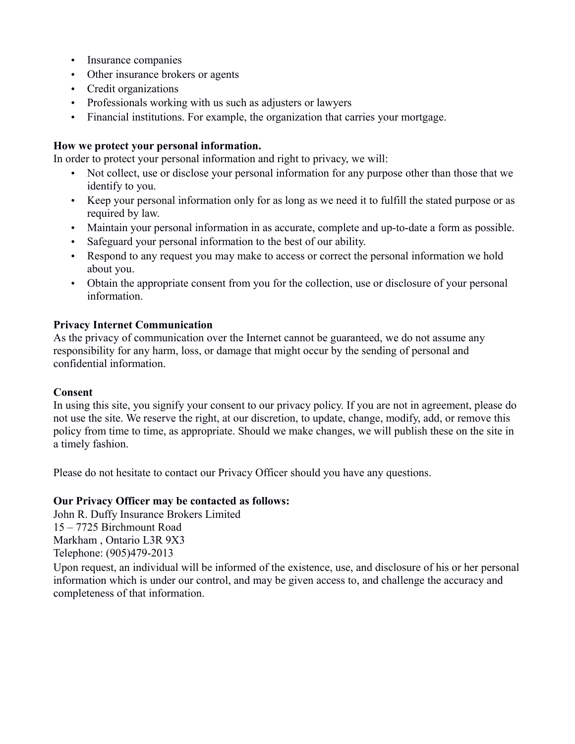- Insurance companies
- Other insurance brokers or agents
- Credit organizations
- Professionals working with us such as adjusters or lawyers
- Financial institutions. For example, the organization that carries your mortgage.

**How we protect your personal information.**

In order to protect your personal information and right to privacy, we will:

- Not collect, use or disclose your personal information for any purpose other than those that we identify to you.
- Keep your personal information only for as long as we need it to fulfill the stated purpose or as required by law.
- Maintain your personal information in as accurate, complete and up-to-date a form as possible.
- Safeguard your personal information to the best of our ability.
- Respond to any request you may make to access or correct the personal information we hold about you.
- Obtain the appropriate consent from you for the collection, use or disclosure of your personal information.

**Privacy Internet Communication**

As the privacy of communication over the Internet cannot be guaranteed, we do not assume any responsibility for any harm, loss, or damage that might occur by the sending of personal and confidential information.

**Consent**

In using this site, you signify your consent to our privacy policy. If you are not in agreement, please do not use the site. We reserve the right, at our discretion, to update, change, modify, add, or remove this policy from time to time, as appropriate. Should we make changes, we will publish these on the site in a timely fashion.

Please do not hesitate to contact our Privacy Officer should you have any questions.

**Our Privacy Officer may be contacted as follows:**

John R. Duffy Insurance Brokers Limited
15 – 7725 Birchmount Road
Markham , Ontario L3R 9X3
Telephone: (905)479-2013

Upon request, an individual will be informed of the existence, use, and disclosure of his or her personal information which is under our control, and may be given access to, and challenge the accuracy and completeness of that information.